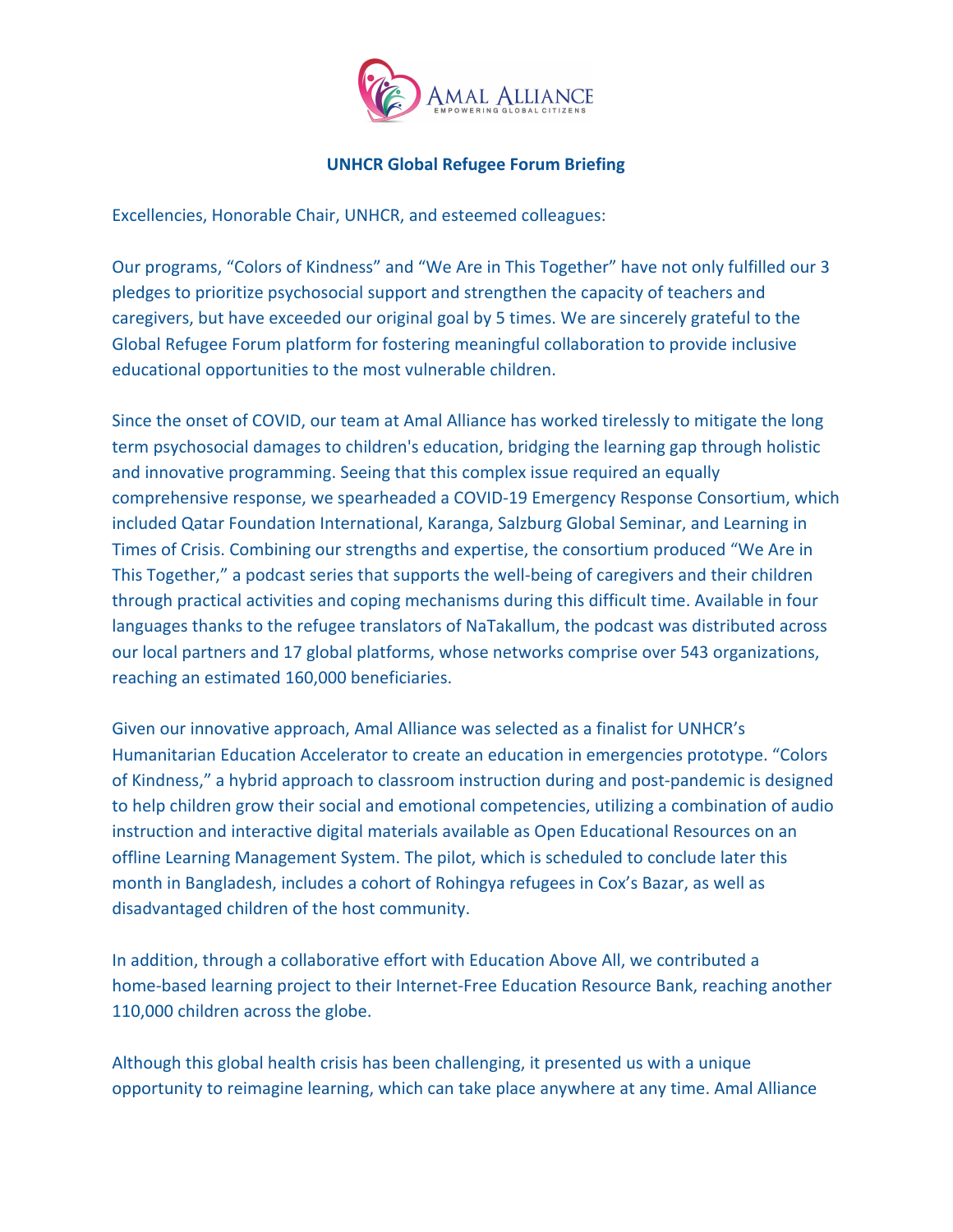**UNHCR Global Refugee Forum Briefing**

Excellencies, Honorable Chair, UNHCR, and esteemed colleagues:

Our programs, “Colors of Kindness” and “We Are in This Together” have not only fulfilled our 3 pledges to prioritize psychosocial support and strengthen the capacity of teachers and caregivers, but have exceeded our original goal by 5 times. We are sincerely grateful to the Global Refugee Forum platform for fostering meaningful collaboration to provide inclusive educational opportunities to the most vulnerable children.

Since the onset of COVID, our team at Amal Alliance has worked tirelessly to mitigate the long term psychosocial damages to children's education, bridging the learning gap through holistic and innovative programming. Seeing that this complex issue required an equally comprehensive response, we spearheaded a COVID-19 Emergency Response Consortium, which included Qatar Foundation International, Karanga, Salzburg Global Seminar, and Learning in Times of Crisis. Combining our strengths and expertise, the consortium produced “We Are in This Together,” a podcast series that supports the well-being of caregivers and their children through practical activities and coping mechanisms during this difficult time. Available in four languages thanks to the refugee translators of NaTakallum, the podcast was distributed across our local partners and 17 global platforms, whose networks comprise over 543 organizations, reaching an estimated 160,000 beneficiaries.

Given our innovative approach, Amal Alliance was selected as a finalist for UNHCR’s Humanitarian Education Accelerator to create an education in emergencies prototype. “Colors of Kindness,” a hybrid approach to classroom instruction during and post-pandemic is designed to help children grow their social and emotional competencies, utilizing a combination of audio instruction and interactive digital materials available as Open Educational Resources on an offline Learning Management System. The pilot, which is scheduled to conclude later this month in Bangladesh, includes a cohort of Rohingya refugees in Cox’s Bazar, as well as disadvantaged children of the host community.

In addition, through a collaborative effort with Education Above All, we contributed a home-based learning project to their Internet-Free Education Resource Bank, reaching another 110,000 children across the globe.

Although this global health crisis has been challenging, it presented us with a unique opportunity to reimagine learning, which can take place anywhere at any time. Amal Alliance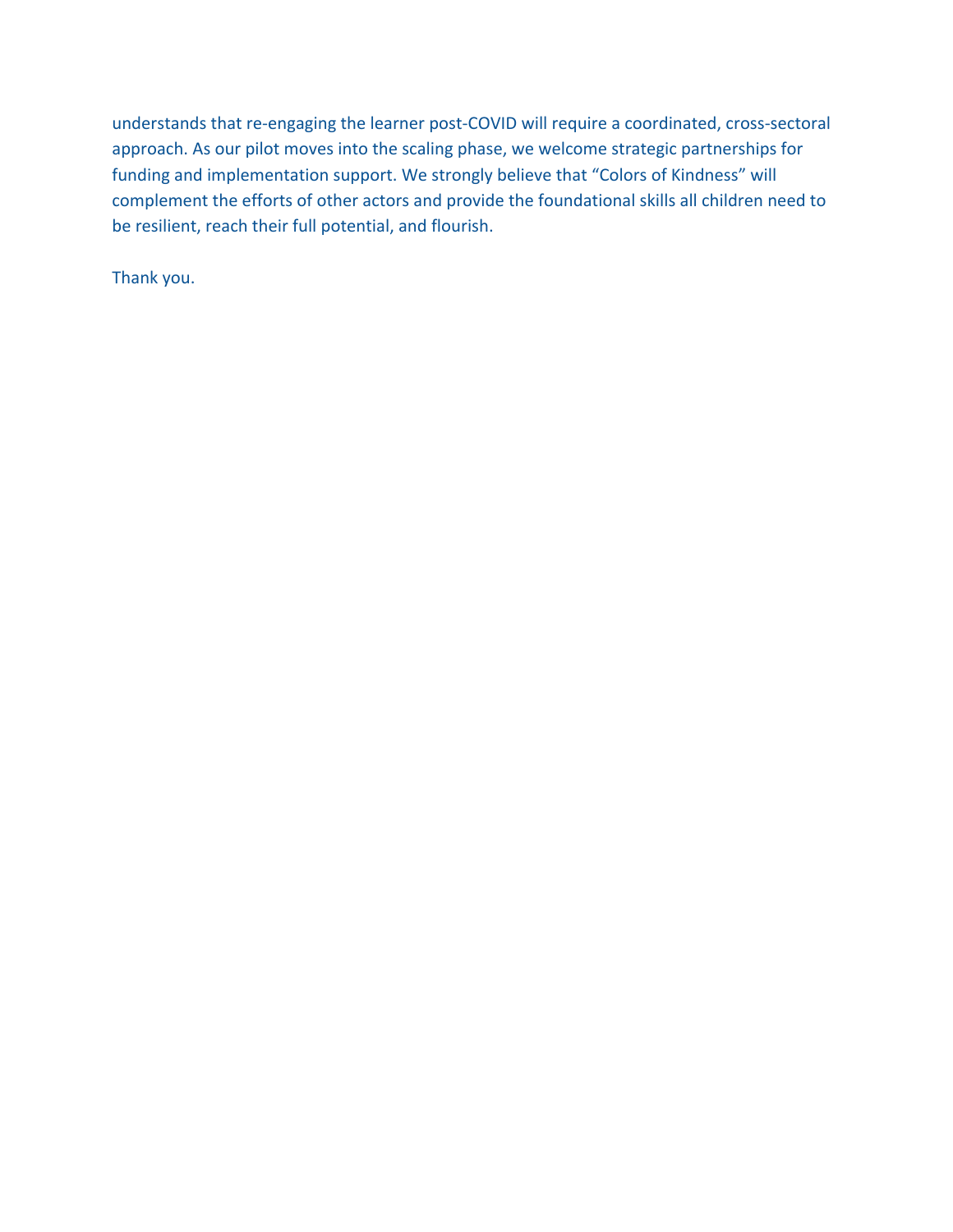understands that re-engaging the learner post-COVID will require a coordinated, cross-sectoral approach. As our pilot moves into the scaling phase, we welcome strategic partnerships for funding and implementation support. We strongly believe that “Colors of Kindness” will complement the efforts of other actors and provide the foundational skills all children need to be resilient, reach their full potential, and flourish.

Thank you.